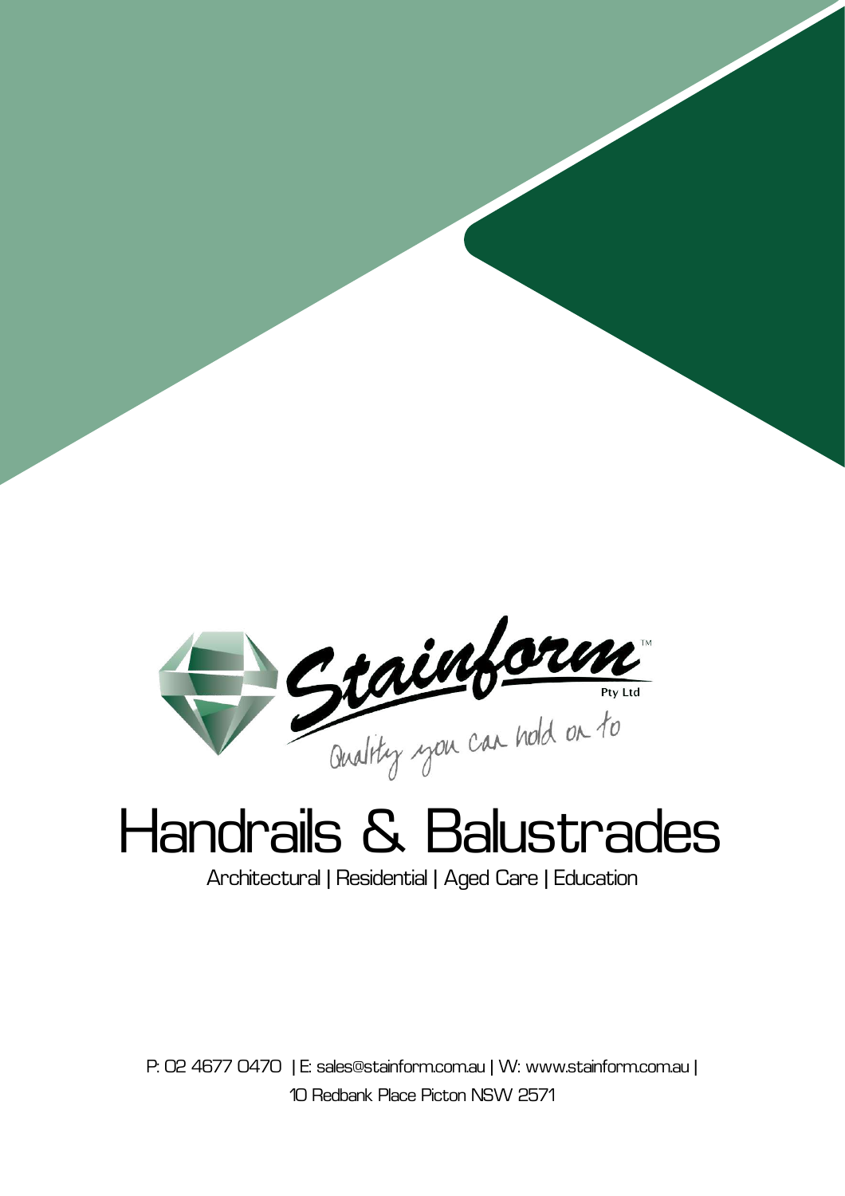Stainform™ Pty Ltd

Quality you can hold on to

# Handrails & Balustrades

Architectural | Residential | Aged Care | Education

P: 02 4677 0470 | E: sales@stainform.com.au | W: www.stainform.com.au |
10 Redbank Place Picton NSW 2571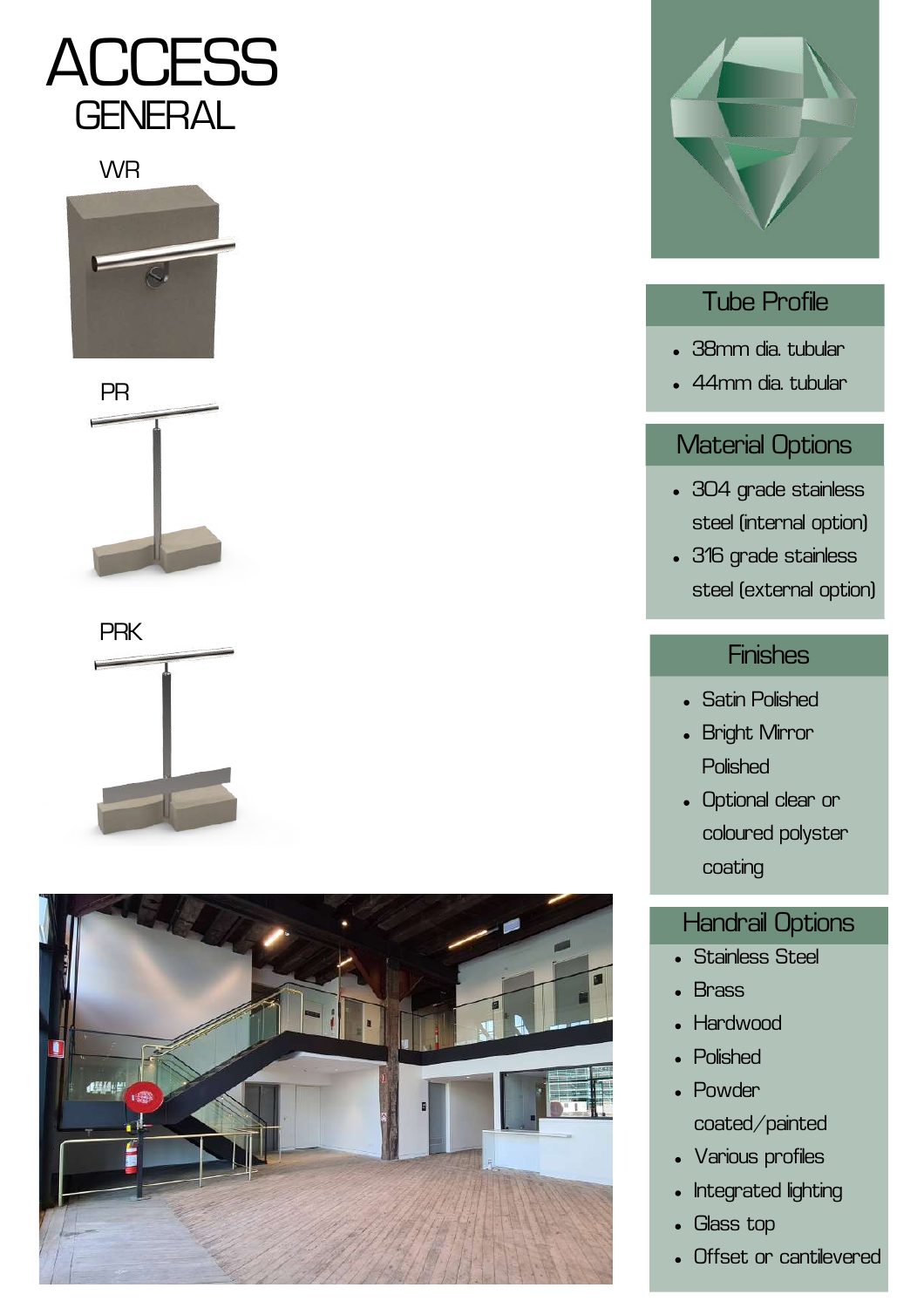# ACCESS
## GENERAL

WR

PR

PRK

### Tube Profile

- 38mm dia. tubular
- 44mm dia. tubular

### Material Options

- 304 grade stainless steel (internal option)
- 316 grade stainless steel (external option)

### Finishes

- Satin Polished
- Bright Mirror Polished
- Optional clear or coloured polyster coating

### Handrail Options

- Stainless Steel
- Brass
- Hardwood
- Polished
- Powder coated/painted
- Various profiles
- Integrated lighting
- Glass top
- Offset or cantilevered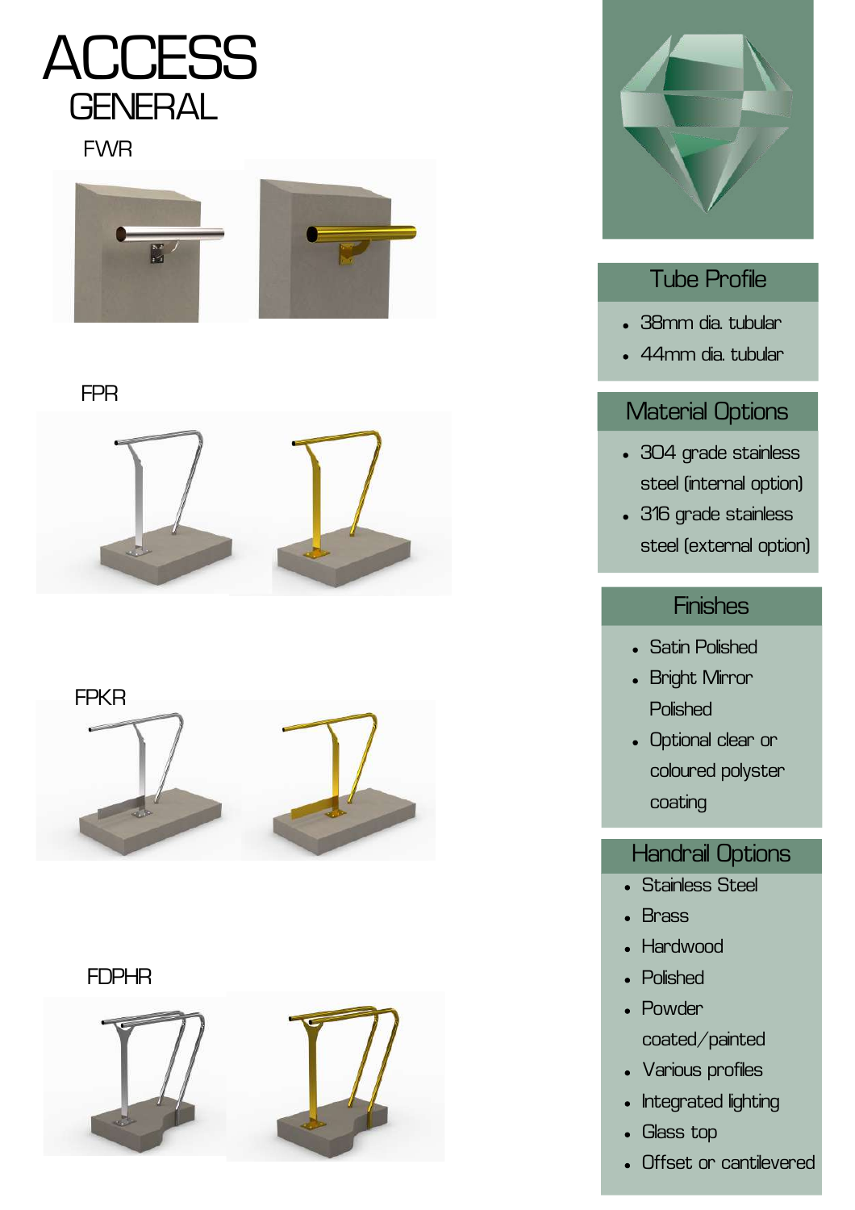# ACCESS

## GENERAL

FWR

FPR

FPKR

FDPHR

### Tube Profile

- 38mm dia. tubular
- 44mm dia. tubular

### Material Options

- 304 grade stainless steel (internal option)
- 316 grade stainless steel (external option)

### Finishes

- Satin Polished
- Bright Mirror Polished
- Optional clear or coloured polyster coating

### Handrail Options

- Stainless Steel
- Brass
- Hardwood
- Polished
- Powder coated/painted
- Various profiles
- Integrated lighting
- Glass top
- Offset or cantilevered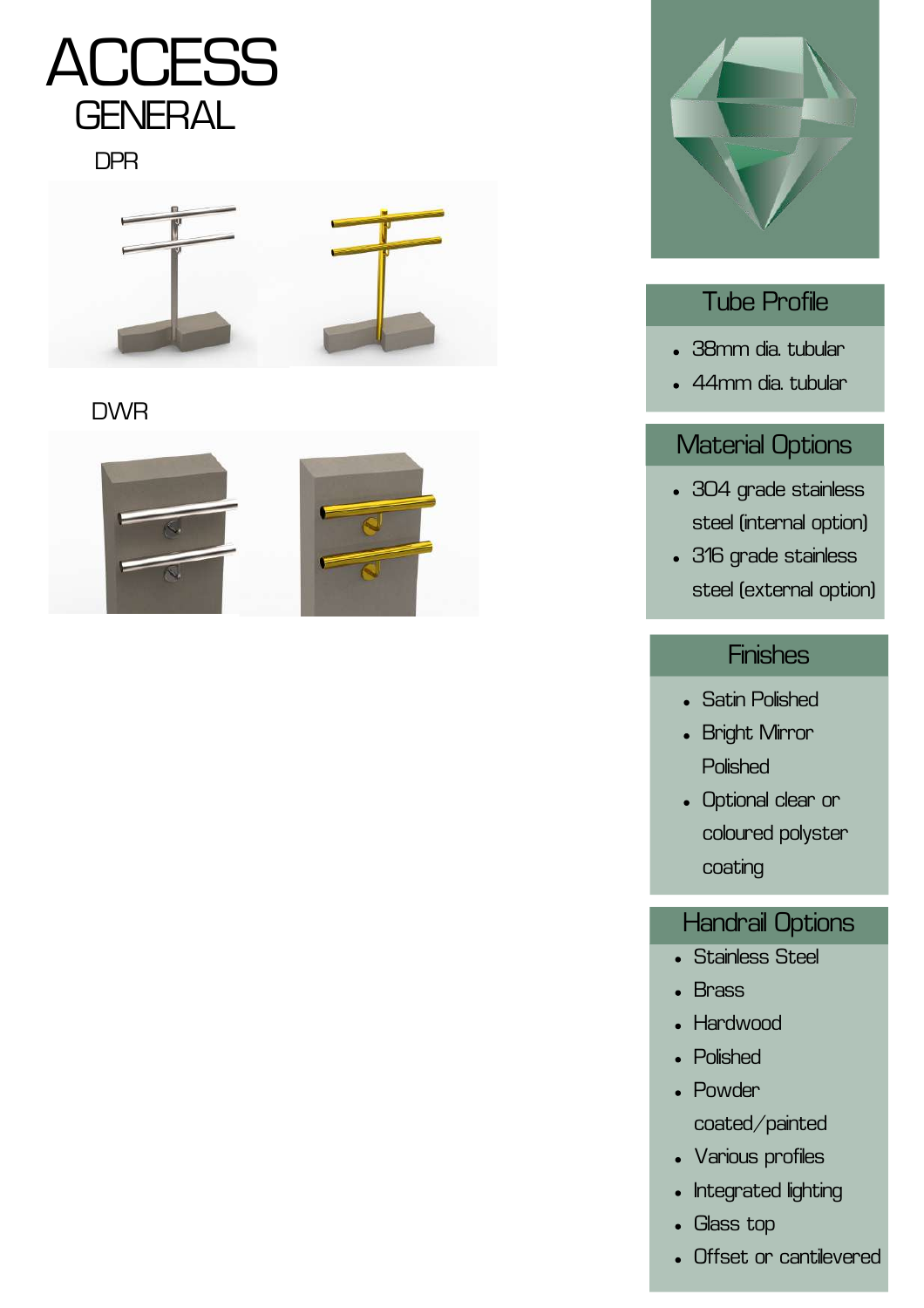# ACCESS

## GENERAL

### DPR

### DWR

### Tube Profile

- 38mm dia. tubular
- 44mm dia. tubular

### Material Options

- 304 grade stainless steel (internal option)
- 316 grade stainless steel (external option)

### Finishes

- Satin Polished
- Bright Mirror Polished
- Optional clear or coloured polyster coating

### Handrail Options

- Stainless Steel
- Brass
- Hardwood
- Polished
- Powder coated/painted
- Various profiles
- Integrated lighting
- Glass top
- Offset or cantilevered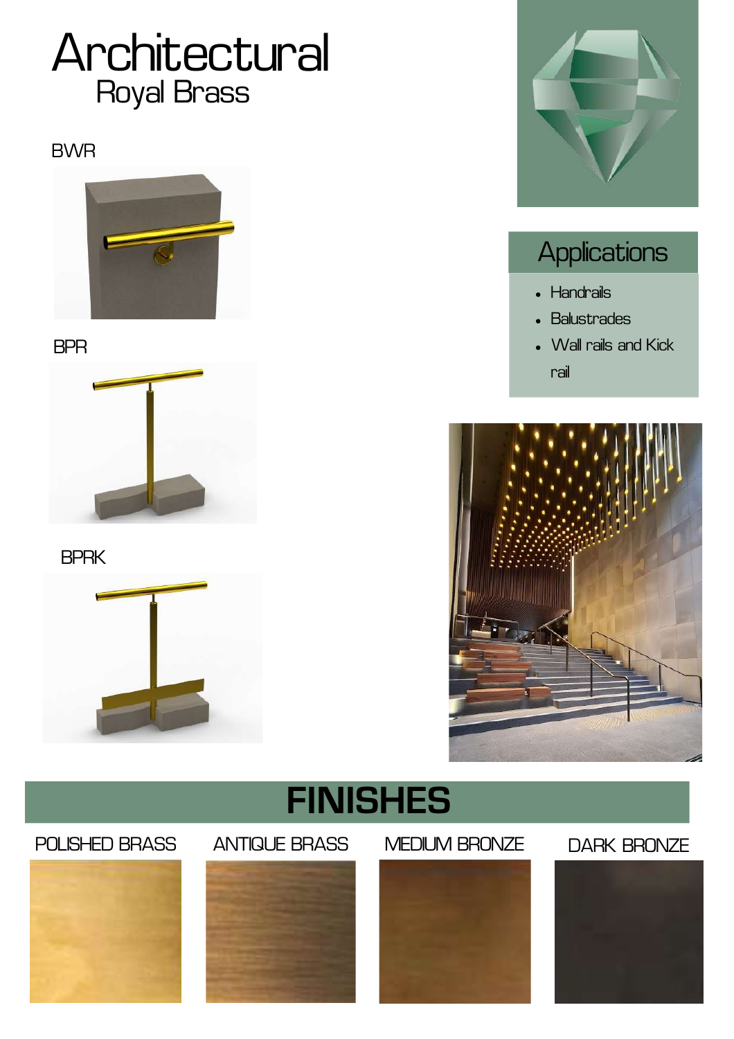# Architectural

## Royal Brass

BWR

BPR

BPRK

## Applications

- Handrails
- Balustrades
- Wall rails and Kick rail

## FINISHES

POLISHED BRASS

ANTIQUE BRASS

MEDIUM BRONZE

DARK BRONZE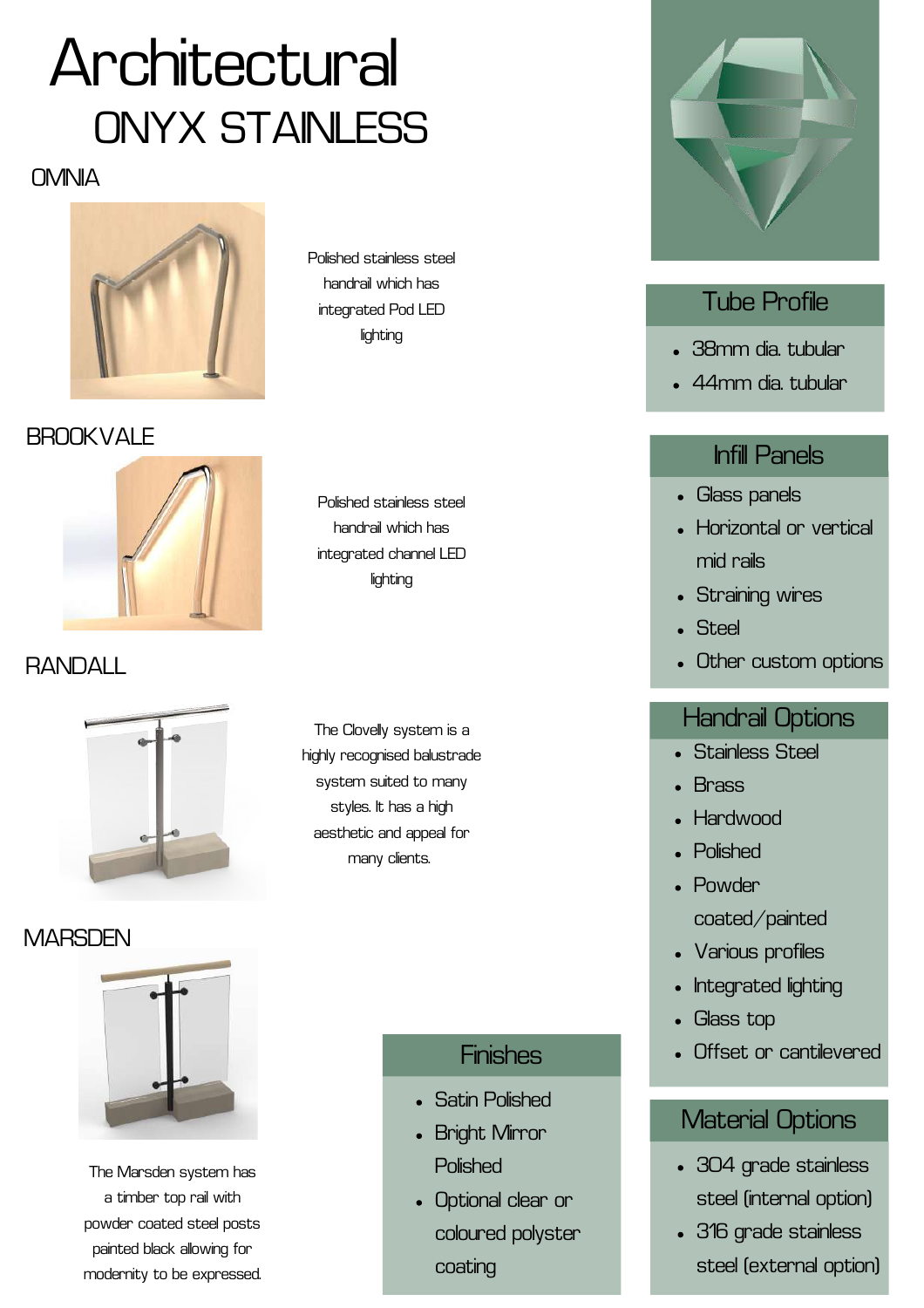# Architectural

## ONYX STAINLESS

### OMNIA

Polished stainless steel handrail which has integrated Pod LED lighting

### BROOKVALE

Polished stainless steel handrail which has integrated channel LED lighting

### RANDALL

The Clovelly system is a highly recognised balustrade system suited to many styles. It has a high aesthetic and appeal for many clients.

### MARSDEN

The Marsden system has a timber top rail with powder coated steel posts painted black allowing for modernity to be expressed.

### Finishes

- Satin Polished
- Bright Mirror Polished
- Optional clear or coloured polyster coating

### Tube Profile

- 38mm dia. tubular
- 44mm dia. tubular

### Infill Panels

- Glass panels
- Horizontal or vertical mid rails
- Straining wires
- Steel
- Other custom options

### Handrail Options

- Stainless Steel
- Brass
- Hardwood
- Polished
- Powder coated/painted
- Various profiles
- Integrated lighting
- Glass top
- Offset or cantilevered

### Material Options

- 304 grade stainless steel (internal option)
- 316 grade stainless steel (external option)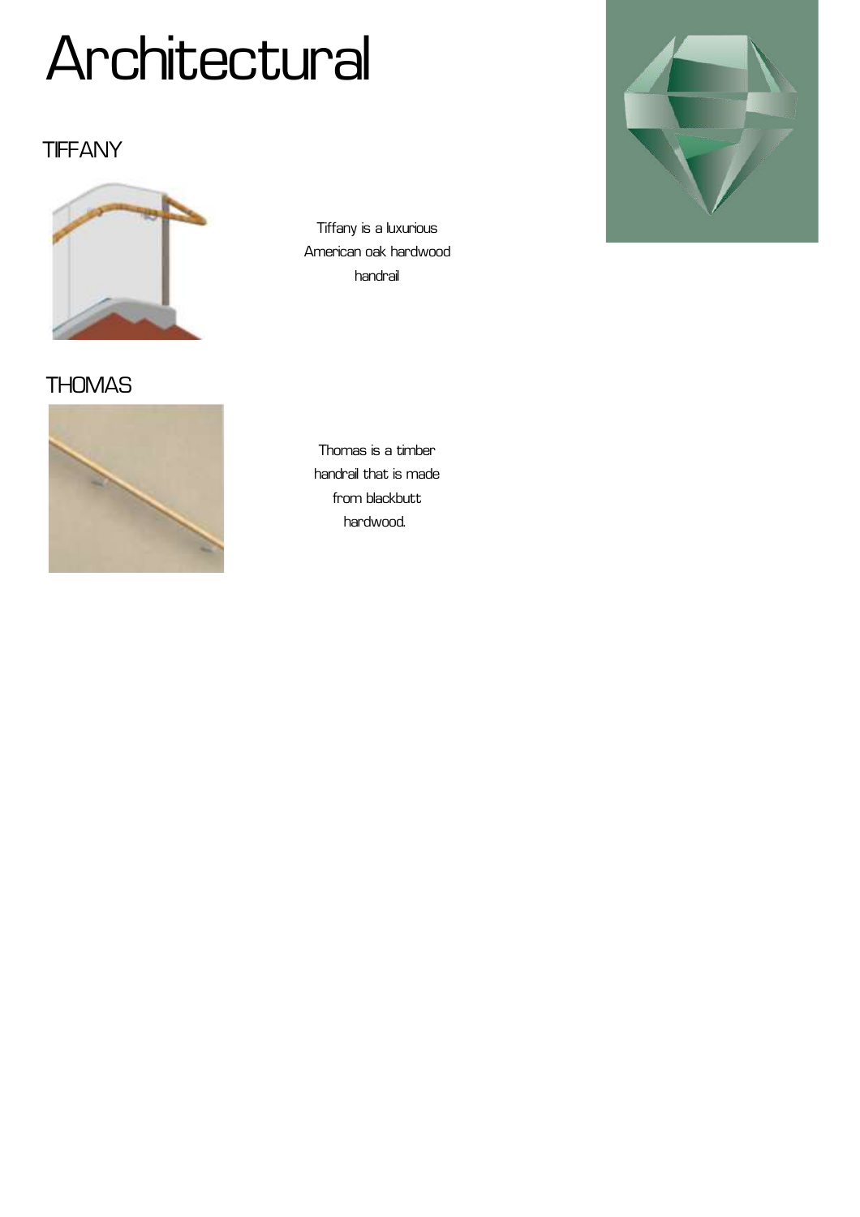# Architectural

## TIFFANY

Tiffany is a luxurious American oak hardwood handrail

## THOMAS

Thomas is a timber handrail that is made from blackbutt hardwood.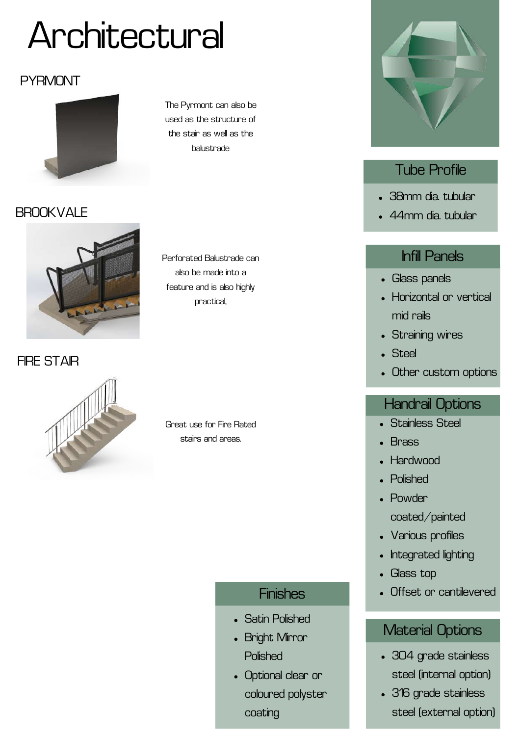# Architectural

## PYRMONT

The Pyrmont can also be used as the structure of the stair as well as the balustrade

## BROOKVALE

Perforated Balustrade can also be made into a feature and is also highly practical,

## FIRE STAIR

Great use for Fire Rated stairs and areas.

### Tube Profile

- 38mm dia. tubular
- 44mm dia. tubular

### Infill Panels

- Glass panels
- Horizontal or vertical mid rails
- Straining wires
- Steel
- Other custom options

### Handrail Options

- Stainless Steel
- Brass
- Hardwood
- Polished
- Powder coated/painted
- Various profiles
- Integrated lighting
- Glass top
- Offset or cantilevered

### Finishes

- Satin Polished
- Bright Mirror Polished
- Optional clear or coloured polyster coating

### Material Options

- 304 grade stainless steel (internal option)
- 316 grade stainless steel (external option)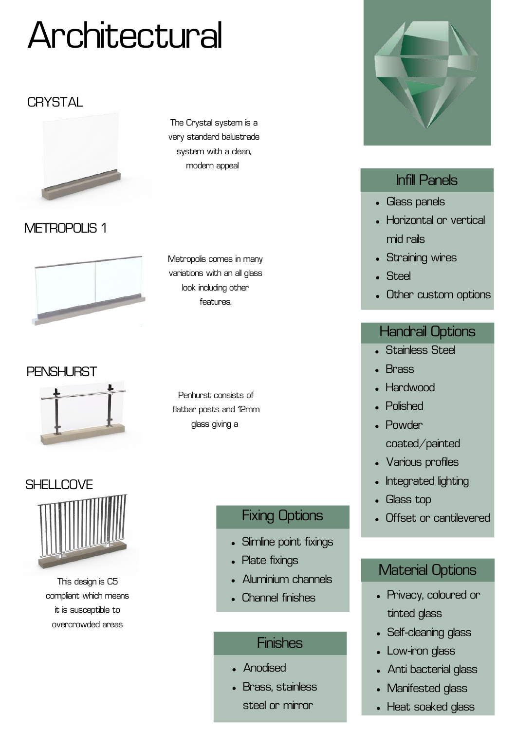# Architectural

## CRYSTAL

The Crystal system is a very standard balustrade system with a clean, modern appeal

## METROPOLIS 1

Metropolis comes in many variations with an all glass look including other features.

## PENSHURST

Penhurst consists of flatbar posts and 12mm glass giving a

## SHELLCOVE

This design is C5 compliant which means it is susceptible to overcrowded areas

### Fixing Options

- Slimline point fixings
- Plate fixings
- Aluminium channels
- Channel finishes

### Finishes

- Anodised
- Brass, stainless steel or mirror

### Infill Panels

- Glass panels
- Horizontal or vertical mid rails
- Straining wires
- Steel
- Other custom options

### Handrail Options

- Stainless Steel
- Brass
- Hardwood
- Polished
- Powder coated/painted
- Various profiles
- Integrated lighting
- Glass top
- Offset or cantilevered

### Material Options

- Privacy, coloured or tinted glass
- Self-cleaning glass
- Low-iron glass
- Anti bacterial glass
- Manifested glass
- Heat soaked glass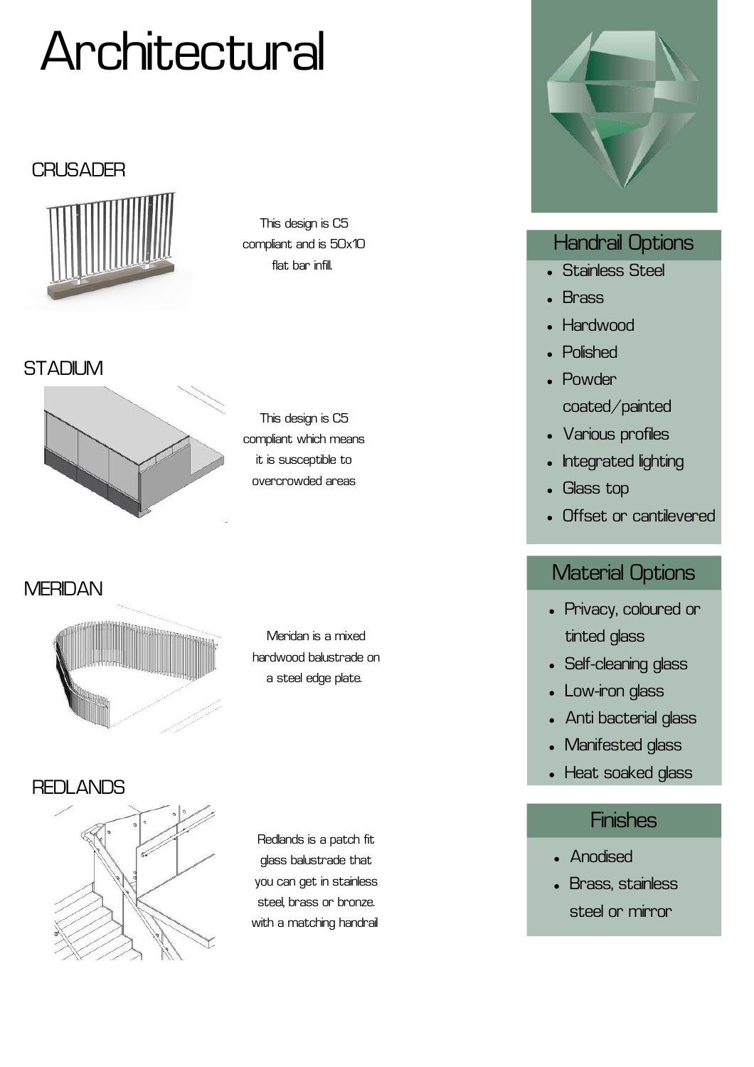# Architectural

## CRUSADER

This design is C5 compliant and is 50x10 flat bar infill.

## STADIUM

This design is C5 compliant which means it is susceptible to overcrowded areas

## MERIDAN

Meridan is a mixed hardwood balustrade on a steel edge plate.

## REDLANDS

Redlands is a patch fit glass balustrade that you can get in stainless steel, brass or bronze. with a matching handrail

## Handrail Options

- Stainless Steel
- Brass
- Hardwood
- Polished
- Powder coated/painted
- Various profiles
- Integrated lighting
- Glass top
- Offset or cantilevered

## Material Options

- Privacy, coloured or tinted glass
- Self-cleaning glass
- Low-iron glass
- Anti bacterial glass
- Manifested glass
- Heat soaked glass

## Finishes

- Anodised
- Brass, stainless steel or mirror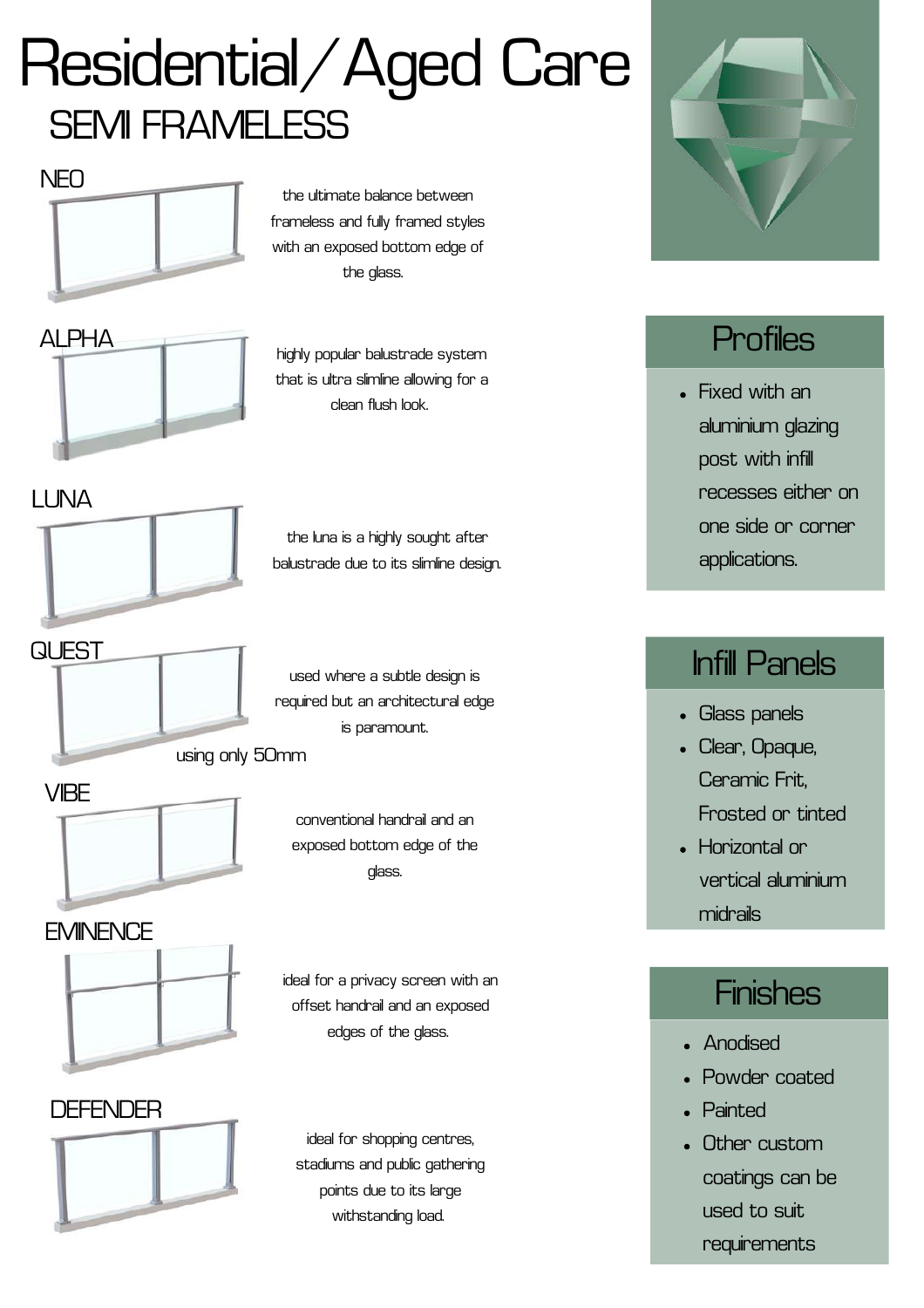# Residential/Aged Care

## SEMI FRAMELESS

### NEO

the ultimate balance between frameless and fully framed styles with an exposed bottom edge of the glass.

### ALPHA

highly popular balustrade system that is ultra slimline allowing for a clean flush look.

### LUNA

the luna is a highly sought after balustrade due to its slimline design.

### QUEST

used where a subtle design is required but an architectural edge is paramount.

using only 50mm

### VIBE

conventional handrail and an exposed bottom edge of the glass.

### EMINENCE

ideal for a privacy screen with an offset handrail and an exposed edges of the glass.

### DEFENDER

ideal for shopping centres, stadiums and public gathering points due to its large withstanding load.

## Profiles

- Fixed with an aluminium glazing post with infill recesses either on one side or corner applications.

## Infill Panels

- Glass panels
- Clear, Opaque, Ceramic Frit, Frosted or tinted
- Horizontal or vertical aluminium midrails

## Finishes

- Anodised
- Powder coated
- Painted
- Other custom coatings can be used to suit requirements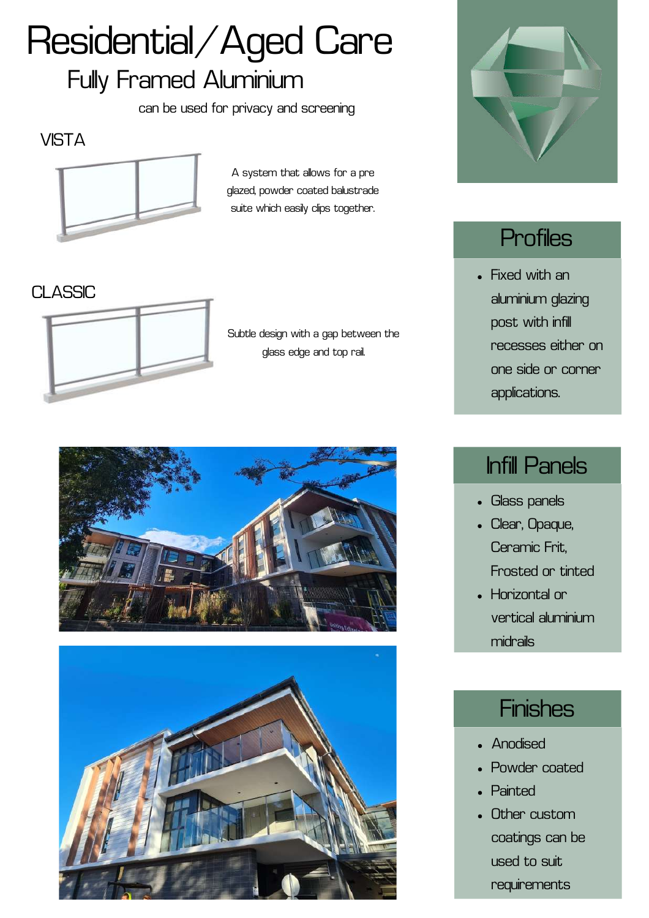# Residential/Aged Care

## Fully Framed Aluminium

can be used for privacy and screening

### VISTA

A system that allows for a pre glazed, powder coated balustrade suite which easily clips together.

### CLASSIC

Subtle design with a gap between the glass edge and top rail.

## Profiles

- Fixed with an aluminium glazing post with infill recesses either on one side or corner applications.

## Infill Panels

- Glass panels
- Clear, Opaque, Ceramic Frit, Frosted or tinted
- Horizontal or vertical aluminium midrails

## Finishes

- Anodised
- Powder coated
- Painted
- Other custom coatings can be used to suit requirements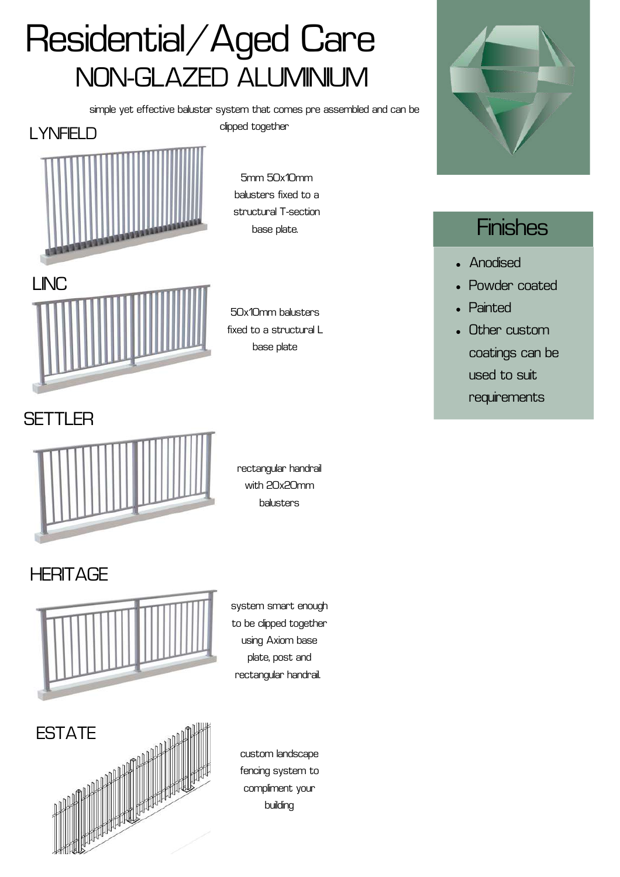# Residential/Aged Care

## NON-GLAZED ALUMINIUM

simple yet effective baluster system that comes pre assembled and can be clipped together

### LYNFIELD

5mm 50x10mm balusters fixed to a structural T-section base plate.

### LINC

50x10mm balusters fixed to a structural L base plate

### SETTLER

rectangular handrail with 20x20mm balusters

### HERITAGE

system smart enough to be clipped together using Axiom base plate, post and rectangular handrail.

### ESTATE

custom landscape fencing system to compliment your building

## Finishes

- Anodised
- Powder coated
- Painted
- Other custom coatings can be used to suit requirements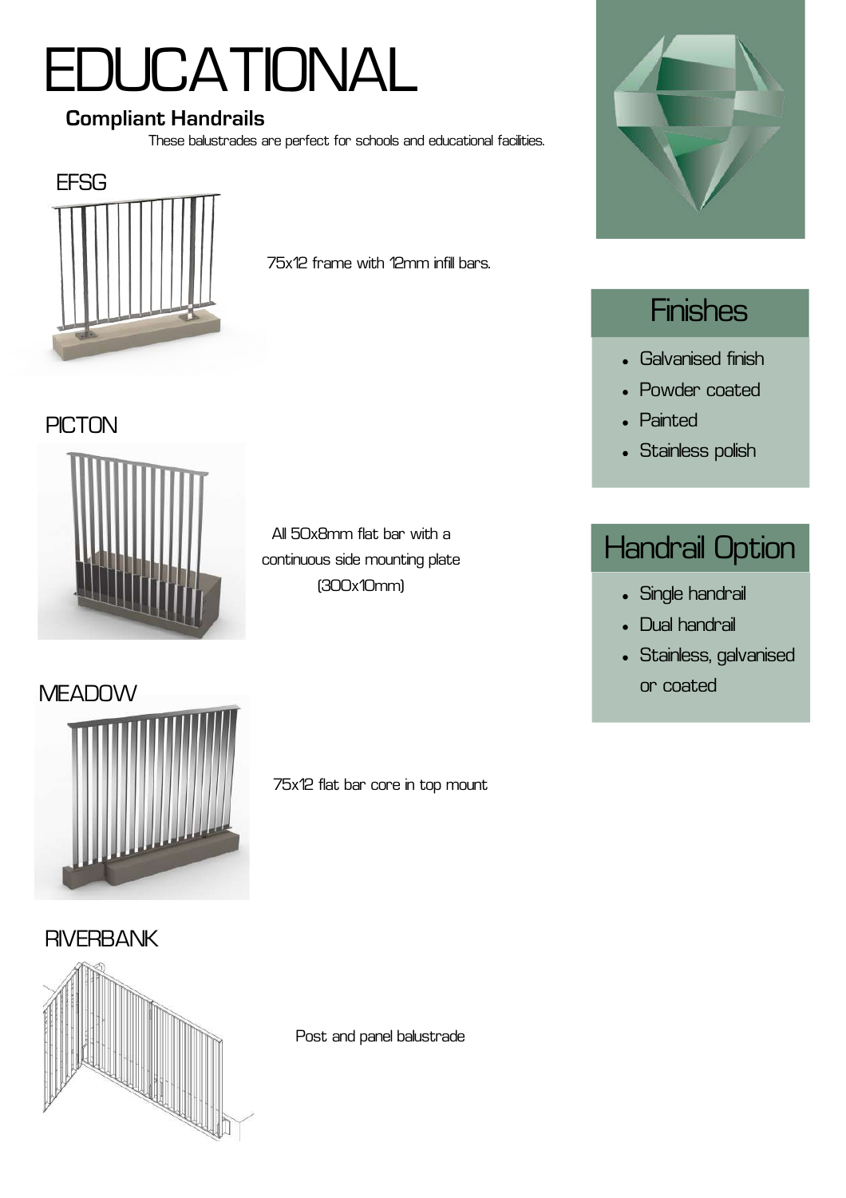# EDUCATIONAL

### Compliant Handrails

These balustrades are perfect for schools and educational facilities.

## EFSG

75x12 frame with 12mm infill bars.

## PICTON

All 50x8mm flat bar with a continuous side mounting plate (300x10mm)

## MEADOW

75x12 flat bar core in top mount

## RIVERBANK

Post and panel balustrade

## Finishes

- Galvanised finish
- Powder coated
- Painted
- Stainless polish

## Handrail Option

- Single handrail
- Dual handrail
- Stainless, galvanised or coated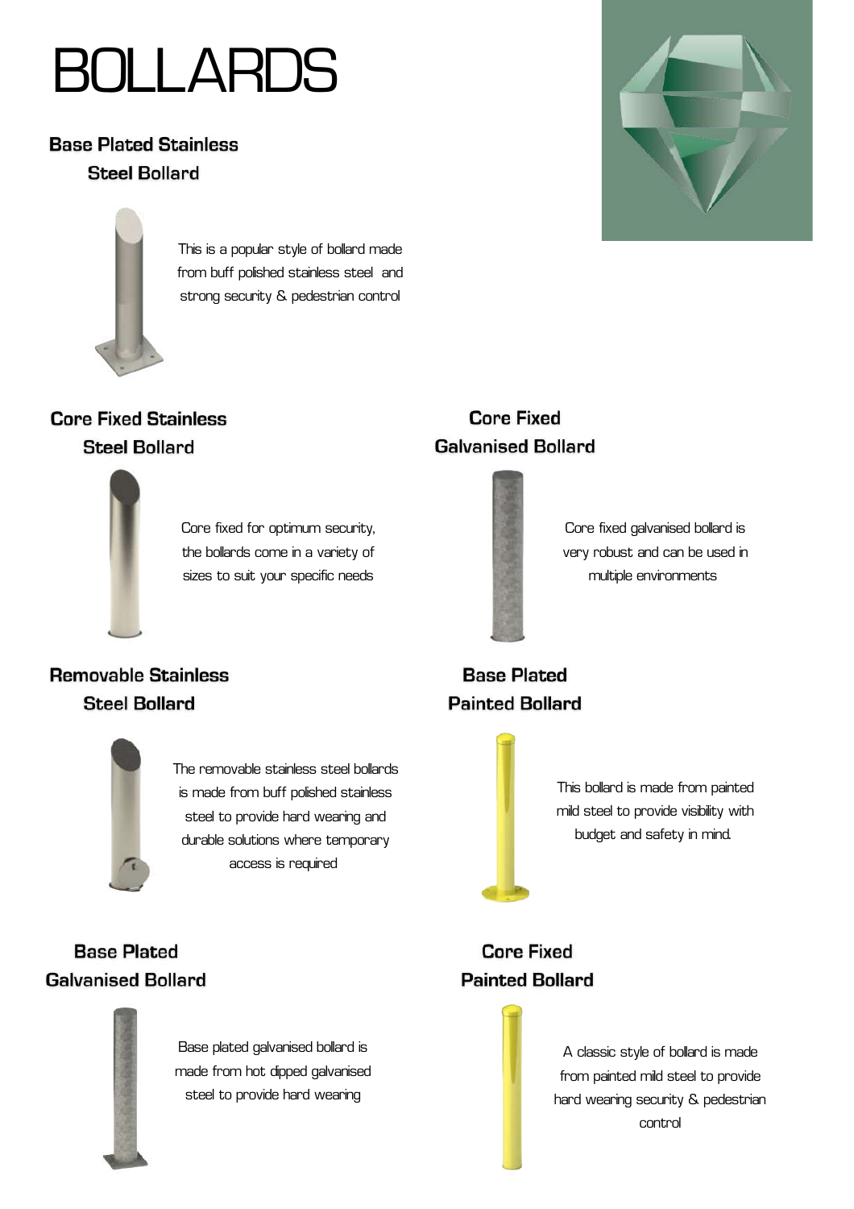# BOLLARDS

## Base Plated Stainless Steel Bollard

This is a popular style of bollard made from buff polished stainless steel and strong security & pedestrian control

## Core Fixed Stainless Steel Bollard

Core fixed for optimum security, the bollards come in a variety of sizes to suit your specific needs

## Core Fixed Galvanised Bollard

Core fixed galvanised bollard is very robust and can be used in multiple environments

## Removable Stainless Steel Bollard

The removable stainless steel bollards is made from buff polished stainless steel to provide hard wearing and durable solutions where temporary access is required

## Base Plated Painted Bollard

This bollard is made from painted mild steel to provide visibility with budget and safety in mind.

## Base Plated Galvanised Bollard

Base plated galvanised bollard is made from hot dipped galvanised steel to provide hard wearing

## Core Fixed Painted Bollard

A classic style of bollard is made from painted mild steel to provide hard wearing security & pedestrian control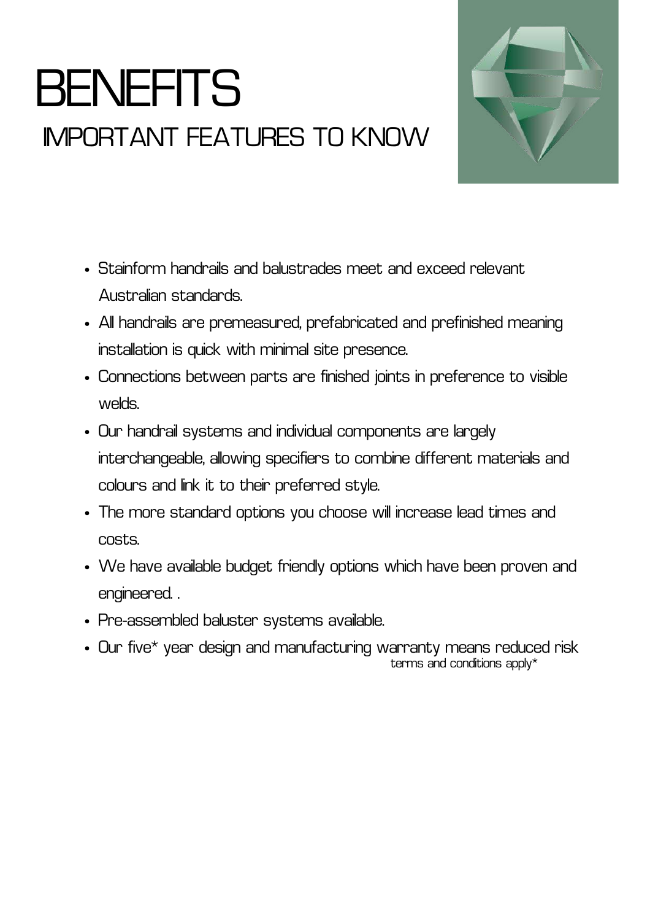# BENEFITS

## IMPORTANT FEATURES TO KNOW

- Stainform handrails and balustrades meet and exceed relevant Australian standards.
- All handrails are premeasured, prefabricated and prefinished meaning installation is quick with minimal site presence.
- Connections between parts are finished joints in preference to visible welds.
- Our handrail systems and individual components are largely interchangeable, allowing specifiers to combine different materials and colours and link it to their preferred style.
- The more standard options you choose will increase lead times and costs.
- We have available budget friendly options which have been proven and engineered. .
- Pre-assembled baluster systems available.
- Our five* year design and manufacturing warranty means reduced risk

terms and conditions apply*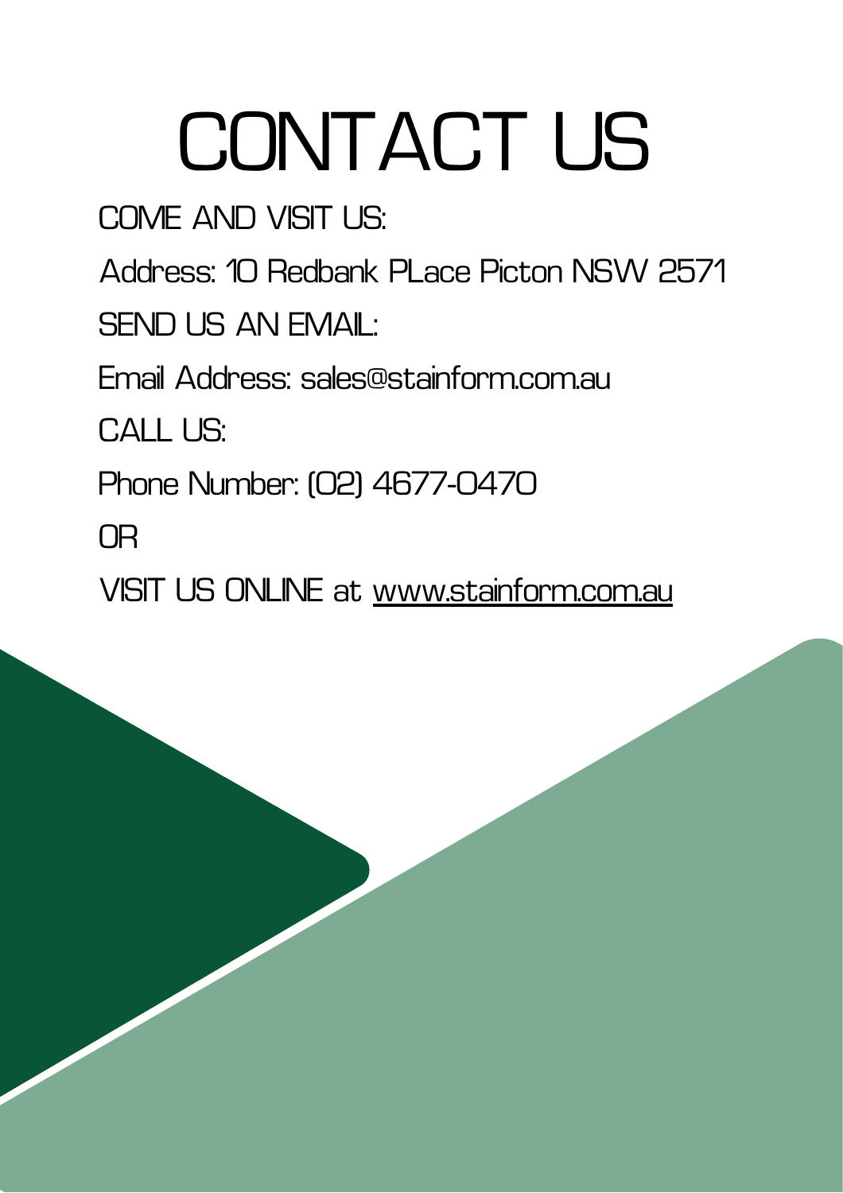# CONTACT US

COME AND VISIT US:

Address: 10 Redbank PLace Picton NSW 2571

SEND US AN EMAIL:

Email Address: sales@stainform.com.au

CALL US:

Phone Number: (02) 4677-0470

OR

VISIT US ONLINE at www.stainform.com.au